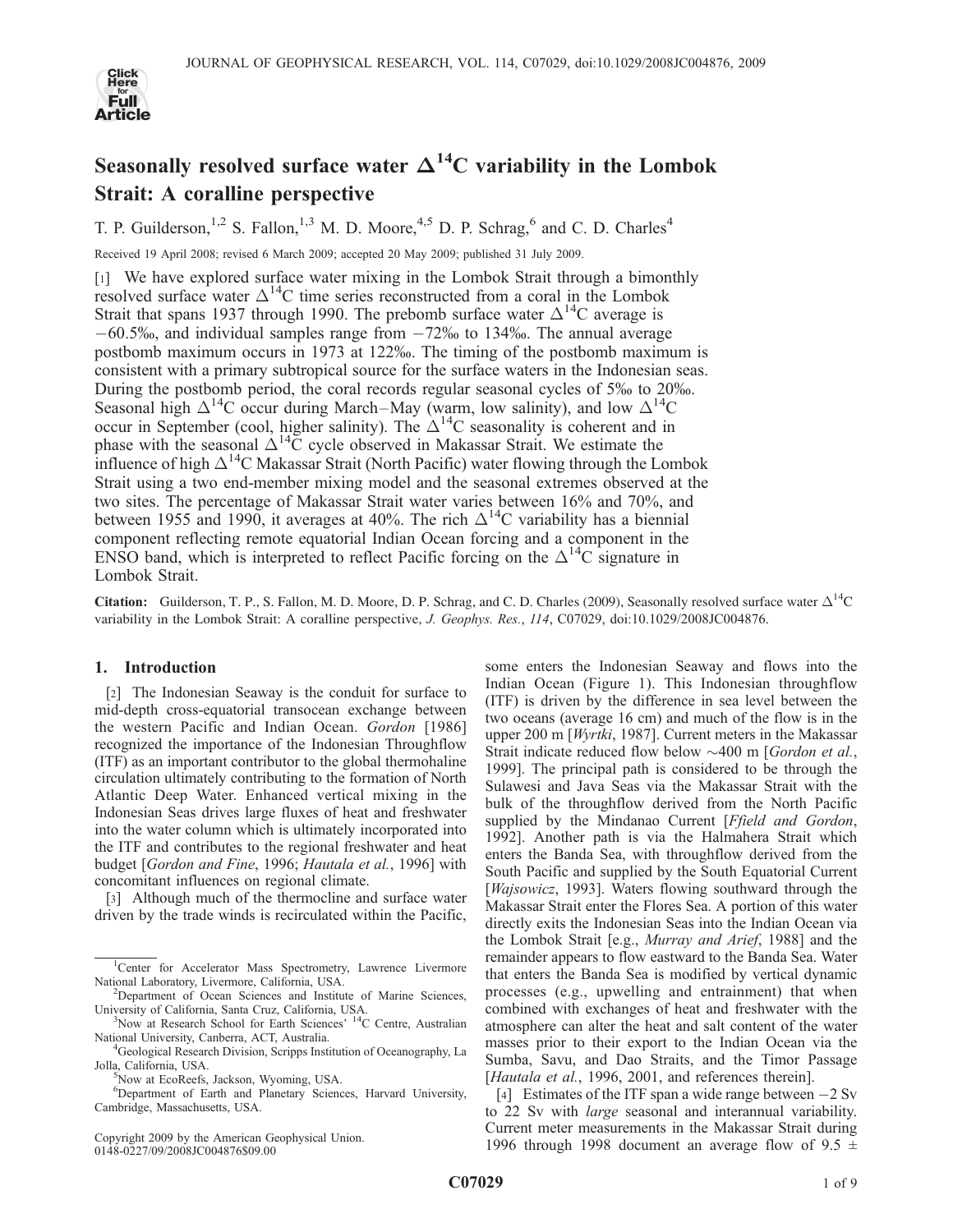# Seasonally resolved surface water $\Delta^{14}C$ variability in the Lombok Strait: A coralline perspective

T. P. Guilderson,[1,2] S. Fallon,[1,3] M. D. Moore,[4,5] D. P. Schrag,[6] and C. D. Charles[4]

Received 19 April 2008; revised 6 March 2009; accepted 20 May 2009; published 31 July 2009.

[1] We have explored surface water mixing in the Lombok Strait through a bimonthly resolved surface water $\Delta^{14}C$ time series reconstructed from a coral in the Lombok Strait that spans 1937 through 1990. The prebomb surface water $\Delta^{14}C$ average is −60.5‰, and individual samples range from −72‰ to 134‰. The annual average postbomb maximum occurs in 1973 at 122‰. The timing of the postbomb maximum is consistent with a primary subtropical source for the surface waters in the Indonesian seas. During the postbomb period, the coral records regular seasonal cycles of 5‰ to 20‰. Seasonal high $\Delta^{14}C$ occur during March–May (warm, low salinity), and low $\Delta^{14}C$ occur in September (cool, higher salinity). The $\Delta^{14}C$ seasonality is coherent and in phase with the seasonal $\Delta^{14}C$ cycle observed in Makassar Strait. We estimate the influence of high $\Delta^{14}C$ Makassar Strait (North Pacific) water flowing through the Lombok Strait using a two end-member mixing model and the seasonal extremes observed at the two sites. The percentage of Makassar Strait water varies between 16% and 70%, and between 1955 and 1990, it averages at 40%. The rich $\Delta^{14}C$ variability has a biennial component reflecting remote equatorial Indian Ocean forcing and a component in the ENSO band, which is interpreted to reflect Pacific forcing on the $\Delta^{14}C$ signature in Lombok Strait.

**Citation:** Guilderson, T. P., S. Fallon, M. D. Moore, D. P. Schrag, and C. D. Charles (2009), Seasonally resolved surface water $\Delta^{14}C$ variability in the Lombok Strait: A coralline perspective, *J. Geophys. Res.*, *114*, C07029, doi:10.1029/2008JC004876.

## 1. Introduction

[2] The Indonesian Seaway is the conduit for surface to mid-depth cross-equatorial transocean exchange between the western Pacific and Indian Ocean. *Gordon* [1986] recognized the importance of the Indonesian Throughflow (ITF) as an important contributor to the global thermohaline circulation ultimately contributing to the formation of North Atlantic Deep Water. Enhanced vertical mixing in the Indonesian Seas drives large fluxes of heat and freshwater into the water column which is ultimately incorporated into the ITF and contributes to the regional freshwater and heat budget [*Gordon and Fine*, 1996; *Hautala et al.*, 1996] with concomitant influences on regional climate.

[3] Although much of the thermocline and surface water driven by the trade winds is recirculated within the Pacific, some enters the Indonesian Seaway and flows into the Indian Ocean (Figure 1). This Indonesian throughflow (ITF) is driven by the difference in sea level between the two oceans (average 16 cm) and much of the flow is in the upper 200 m [*Wyrtki*, 1987]. Current meters in the Makassar Strait indicate reduced flow below ~400 m [*Gordon et al.*, 1999]. The principal path is considered to be through the Sulawesi and Java Seas via the Makassar Strait with the bulk of the throughflow derived from the North Pacific supplied by the Mindanao Current [*Ffield and Gordon*, 1992]. Another path is via the Halmahera Strait which enters the Banda Sea, with throughflow derived from the South Pacific and supplied by the South Equatorial Current [*Wajsowicz*, 1993]. Waters flowing southward through the Makassar Strait enter the Flores Sea. A portion of this water directly exits the Indonesian Seas into the Indian Ocean via the Lombok Strait [e.g., *Murray and Arief*, 1988] and the remainder appears to flow eastward to the Banda Sea. Water that enters the Banda Sea is modified by vertical dynamic processes (e.g., upwelling and entrainment) that when combined with exchanges of heat and freshwater with the atmosphere can alter the heat and salt content of the water masses prior to their export to the Indian Ocean via the Sumba, Savu, and Dao Straits, and the Timor Passage [*Hautala et al.*, 1996, 2001, and references therein].

[4] Estimates of the ITF span a wide range between −2 Sv to 22 Sv with *large* seasonal and interannual variability. Current meter measurements in the Makassar Strait during 1996 through 1998 document an average flow of 9.5 ±

---

[1] Center for Accelerator Mass Spectrometry, Lawrence Livermore National Laboratory, Livermore, California, USA.

[2] Department of Ocean Sciences and Institute of Marine Sciences, University of California, Santa Cruz, California, USA.

[3] Now at Research School for Earth Sciences' $^{14}C$ Centre, Australian National University, Canberra, ACT, Australia.

[4] Geological Research Division, Scripps Institution of Oceanography, La Jolla, California, USA.

[5] Now at EcoReefs, Jackson, Wyoming, USA.

[6] Department of Earth and Planetary Sciences, Harvard University, Cambridge, Massachusetts, USA.

Copyright 2009 by the American Geophysical Union.
0148-0227/09/2008JC004876$09.00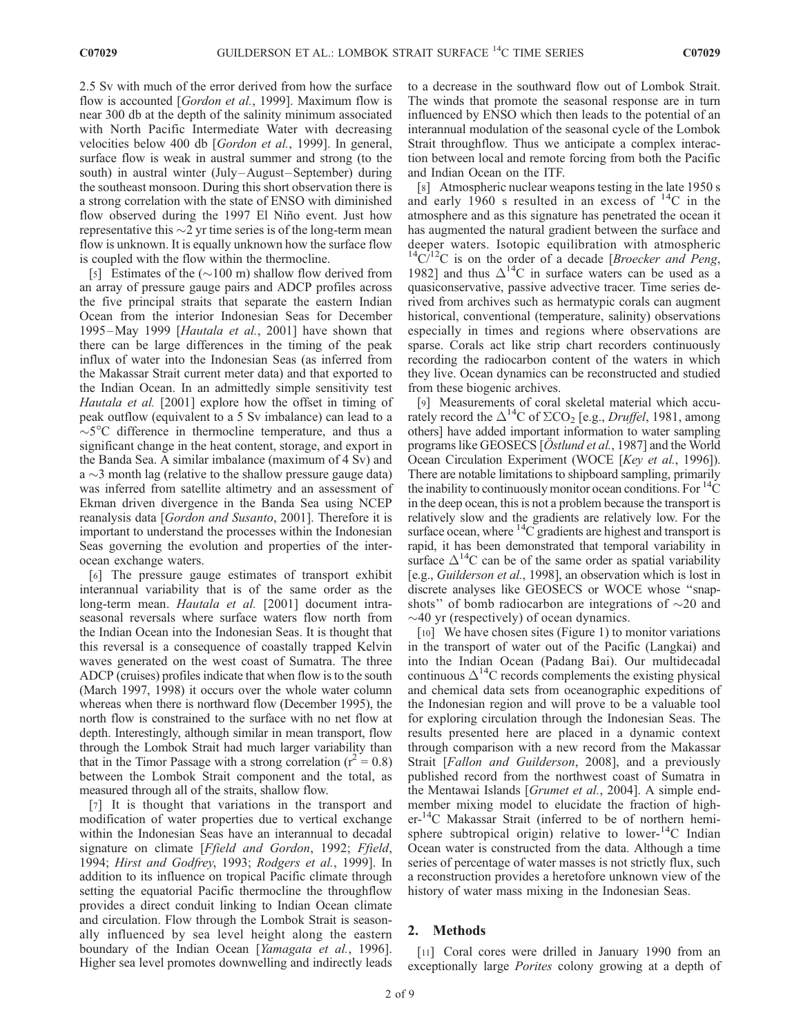2.5 Sv with much of the error derived from how the surface flow is accounted [*Gordon et al.*, 1999]. Maximum flow is near 300 db at the depth of the salinity minimum associated with North Pacific Intermediate Water with decreasing velocities below 400 db [*Gordon et al.*, 1999]. In general, surface flow is weak in austral summer and strong (to the south) in austral winter (July–August–September) during the southeast monsoon. During this short observation there is a strong correlation with the state of ENSO with diminished flow observed during the 1997 El Niño event. Just how representative this ~2 yr time series is of the long-term mean flow is unknown. It is equally unknown how the surface flow is coupled with the flow within the thermocline.

[5] Estimates of the (~100 m) shallow flow derived from an array of pressure gauge pairs and ADCP profiles across the five principal straits that separate the eastern Indian Ocean from the interior Indonesian Seas for December 1995–May 1999 [*Hautala et al.*, 2001] have shown that there can be large differences in the timing of the peak influx of water into the Indonesian Seas (as inferred from the Makassar Strait current meter data) and that exported to the Indian Ocean. In an admittedly simple sensitivity test *Hautala et al.* [2001] explore how the offset in timing of peak outflow (equivalent to a 5 Sv imbalance) can lead to a ~5°C difference in thermocline temperature, and thus a significant change in the heat content, storage, and export in the Banda Sea. A similar imbalance (maximum of 4 Sv) and a ~3 month lag (relative to the shallow pressure gauge data) was inferred from satellite altimetry and an assessment of Ekman driven divergence in the Banda Sea using NCEP reanalysis data [*Gordon and Susanto*, 2001]. Therefore it is important to understand the processes within the Indonesian Seas governing the evolution and properties of the inter-ocean exchange waters.

[6] The pressure gauge estimates of transport exhibit interannual variability that is of the same order as the long-term mean. *Hautala et al.* [2001] document intra-seasonal reversals where surface waters flow north from the Indian Ocean into the Indonesian Seas. It is thought that this reversal is a consequence of coastally trapped Kelvin waves generated on the west coast of Sumatra. The three ADCP (cruises) profiles indicate that when flow is to the south (March 1997, 1998) it occurs over the whole water column whereas when there is northward flow (December 1995), the north flow is constrained to the surface with no net flow at depth. Interestingly, although similar in mean transport, flow through the Lombok Strait had much larger variability than that in the Timor Passage with a strong correlation ($r^2 = 0.8$) between the Lombok Strait component and the total, as measured through all of the straits, shallow flow.

[7] It is thought that variations in the transport and modification of water properties due to vertical exchange within the Indonesian Seas have an interannual to decadal signature on climate [*Ffield and Gordon*, 1992; *Ffield*, 1994; *Hirst and Godfrey*, 1993; *Rodgers et al.*, 1999]. In addition to its influence on tropical Pacific climate through setting the equatorial Pacific thermocline the throughflow provides a direct conduit linking to Indian Ocean climate and circulation. Flow through the Lombok Strait is seasonally influenced by sea level height along the eastern boundary of the Indian Ocean [*Yamagata et al.*, 1996]. Higher sea level promotes downwelling and indirectly leads to a decrease in the southward flow out of Lombok Strait. The winds that promote the seasonal response are in turn influenced by ENSO which then leads to the potential of an interannual modulation of the seasonal cycle of the Lombok Strait throughflow. Thus we anticipate a complex interaction between local and remote forcing from both the Pacific and Indian Ocean on the ITF.

[8] Atmospheric nuclear weapons testing in the late 1950 s and early 1960 s resulted in an excess of $^{14}C$ in the atmosphere and as this signature has penetrated the ocean it has augmented the natural gradient between the surface and deeper waters. Isotopic equilibration with atmospheric $^{14}C/^{12}C$ is on the order of a decade [*Broecker and Peng*, 1982] and thus $\Delta^{14}C$ in surface waters can be used as a quasiconservative, passive advective tracer. Time series derived from archives such as hermatypic corals can augment historical, conventional (temperature, salinity) observations especially in times and regions where observations are sparse. Corals act like strip chart recorders continuously recording the radiocarbon content of the waters in which they live. Ocean dynamics can be reconstructed and studied from these biogenic archives.

[9] Measurements of coral skeletal material which accurately record the $\Delta^{14}C$ of $\Sigma CO_2$ [e.g., *Druffel*, 1981, among others] have added important information to water sampling programs like GEOSECS [*Östlund et al.*, 1987] and the World Ocean Circulation Experiment (WOCE [*Key et al.*, 1996]). There are notable limitations to shipboard sampling, primarily the inability to continuously monitor ocean conditions. For $^{14}C$ in the deep ocean, this is not a problem because the transport is relatively slow and the gradients are relatively low. For the surface ocean, where $^{14}C$ gradients are highest and transport is rapid, it has been demonstrated that temporal variability in surface $\Delta^{14}C$ can be of the same order as spatial variability [e.g., *Guilderson et al.*, 1998], an observation which is lost in discrete analyses like GEOSECS or WOCE whose "snapshots" of bomb radiocarbon are integrations of ~20 and ~40 yr (respectively) of ocean dynamics.

[10] We have chosen sites (Figure 1) to monitor variations in the transport of water out of the Pacific (Langkai) and into the Indian Ocean (Padang Bai). Our multidecadal continuous $\Delta^{14}C$ records complements the existing physical and chemical data sets from oceanographic expeditions of the Indonesian region and will prove to be a valuable tool for exploring circulation through the Indonesian Seas. The results presented here are placed in a dynamic context through comparison with a new record from the Makassar Strait [*Fallon and Guilderson*, 2008], and a previously published record from the northwest coast of Sumatra in the Mentawai Islands [*Grumet et al.*, 2004]. A simple end-member mixing model to elucidate the fraction of higher-$^{14}C$ Makassar Strait (inferred to be of northern hemisphere subtropical origin) relative to lower-$^{14}C$ Indian Ocean water is constructed from the data. Although a time series of percentage of water masses is not strictly flux, such a reconstruction provides a heretofore unknown view of the history of water mass mixing in the Indonesian Seas.

## 2. Methods

[11] Coral cores were drilled in January 1990 from an exceptionally large *Porites* colony growing at a depth of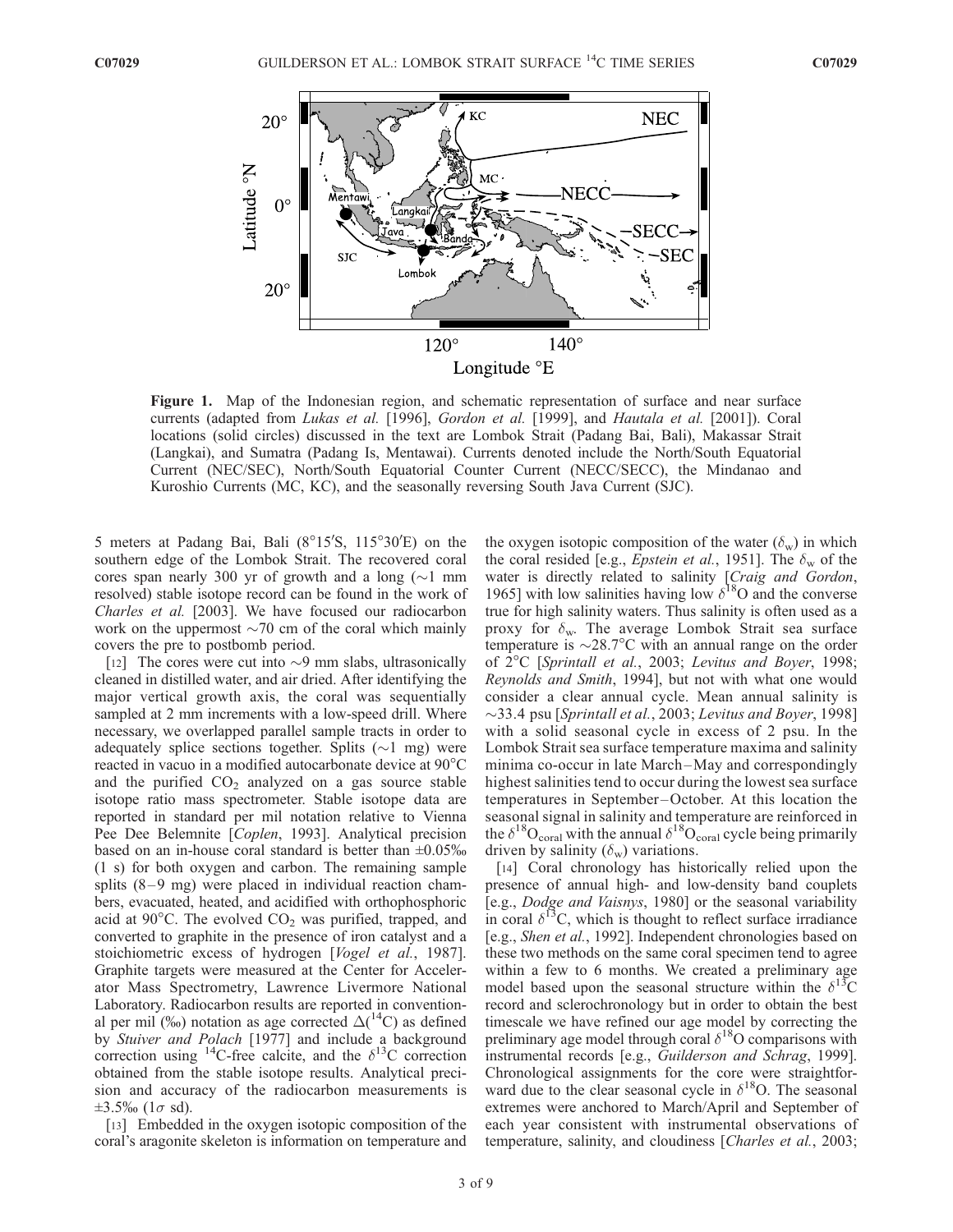**Figure 1.** Map of the Indonesian region, and schematic representation of surface and near surface currents (adapted from *Lukas et al.* [1996], *Gordon et al.* [1999], and *Hautala et al.* [2001]). Coral locations (solid circles) discussed in the text are Lombok Strait (Padang Bai, Bali), Makassar Strait (Langkai), and Sumatra (Padang Is, Mentawai). Currents denoted include the North/South Equatorial Current (NEC/SEC), North/South Equatorial Counter Current (NECC/SECC), the Mindanao and Kuroshio Currents (MC, KC), and the seasonally reversing South Java Current (SJC).

5 meters at Padang Bai, Bali (8°15′S, 115°30′E) on the southern edge of the Lombok Strait. The recovered coral cores span nearly 300 yr of growth and a long (~1 mm resolved) stable isotope record can be found in the work of *Charles et al.* [2003]. We have focused our radiocarbon work on the uppermost ~70 cm of the coral which mainly covers the pre to postbomb period.

[12] The cores were cut into ~9 mm slabs, ultrasonically cleaned in distilled water, and air dried. After identifying the major vertical growth axis, the coral was sequentially sampled at 2 mm increments with a low-speed drill. Where necessary, we overlapped parallel sample tracts in order to adequately splice sections together. Splits (~1 mg) were reacted in vacuo in a modified autocarbonate device at 90°C and the purified $CO_2$ analyzed on a gas source stable isotope ratio mass spectrometer. Stable isotope data are reported in standard per mil notation relative to Vienna Pee Dee Belemnite [*Coplen*, 1993]. Analytical precision based on an in-house coral standard is better than ±0.05‰ (1 s) for both oxygen and carbon. The remaining sample splits (8–9 mg) were placed in individual reaction chambers, evacuated, heated, and acidified with orthophosphoric acid at 90°C. The evolved $CO_2$ was purified, trapped, and converted to graphite in the presence of iron catalyst and a stoichiometric excess of hydrogen [*Vogel et al.*, 1987]. Graphite targets were measured at the Center for Accelerator Mass Spectrometry, Lawrence Livermore National Laboratory. Radiocarbon results are reported in conventional per mil (‰) notation as age corrected $\Delta(^{14}C)$ as defined by *Stuiver and Polach* [1977] and include a background correction using $^{14}C$-free calcite, and the $\delta^{13}C$ correction obtained from the stable isotope results. Analytical precision and accuracy of the radiocarbon measurements is ±3.5‰ (1$\sigma$ sd).

[13] Embedded in the oxygen isotopic composition of the coral's aragonite skeleton is information on temperature and the oxygen isotopic composition of the water ($\delta_w$) in which the coral resided [e.g., *Epstein et al.*, 1951]. The $\delta_w$ of the water is directly related to salinity [*Craig and Gordon*, 1965] with low salinities having low $\delta^{18}O$ and the converse true for high salinity waters. Thus salinity is often used as a proxy for $\delta_w$. The average Lombok Strait sea surface temperature is ~28.7°C with an annual range on the order of 2°C [*Sprintall et al.*, 2003; *Levitus and Boyer*, 1998; *Reynolds and Smith*, 1994], but not with what one would consider a clear annual cycle. Mean annual salinity is ~33.4 psu [*Sprintall et al.*, 2003; *Levitus and Boyer*, 1998] with a solid seasonal cycle in excess of 2 psu. In the Lombok Strait sea surface temperature maxima and salinity minima co-occur in late March–May and correspondingly highest salinities tend to occur during the lowest sea surface temperatures in September–October. At this location the seasonal signal in salinity and temperature are reinforced in the $\delta^{18}O_{coral}$ with the annual $\delta^{18}O_{coral}$ cycle being primarily driven by salinity ($\delta_w$) variations.

[14] Coral chronology has historically relied upon the presence of annual high- and low-density band couplets [e.g., *Dodge and Vaisnys*, 1980] or the seasonal variability in coral $\delta^{13}C$, which is thought to reflect surface irradiance [e.g., *Shen et al.*, 1992]. Independent chronologies based on these two methods on the same coral specimen tend to agree within a few to 6 months. We created a preliminary age model based upon the seasonal structure within the $\delta^{13}C$ record and sclerochronology but in order to obtain the best timescale we have refined our age model by correcting the preliminary age model through coral $\delta^{18}O$ comparisons with instrumental records [e.g., *Guilderson and Schrag*, 1999]. Chronological assignments for the core were straightforward due to the clear seasonal cycle in $\delta^{18}O$. The seasonal extremes were anchored to March/April and September of each year consistent with instrumental observations of temperature, salinity, and cloudiness [*Charles et al.*, 2003;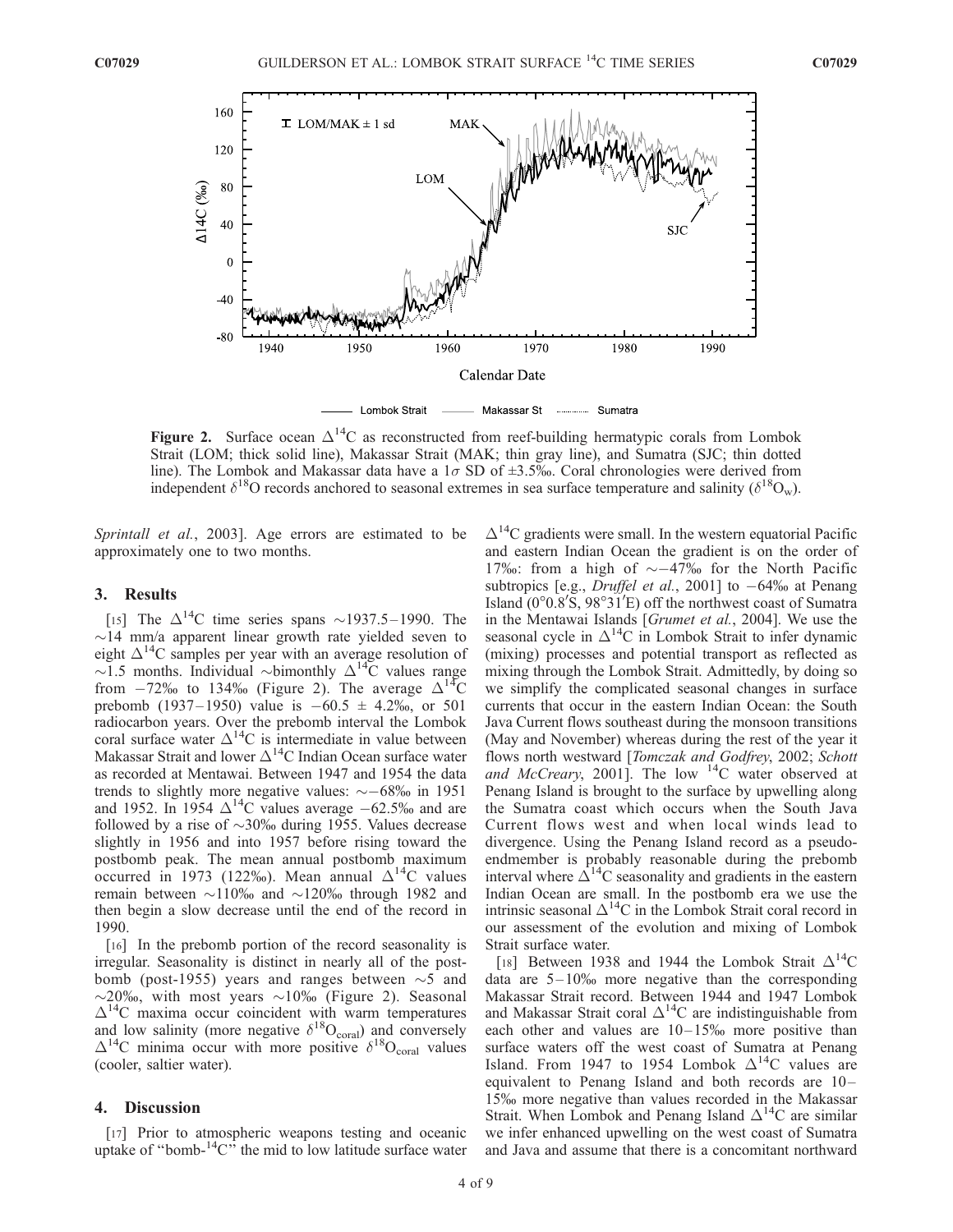**Figure 2.** Surface ocean $\Delta^{14}C$ as reconstructed from reef-building hermatypic corals from Lombok Strait (LOM; thick solid line), Makassar Strait (MAK; thin gray line), and Sumatra (SJC; thin dotted line). The Lombok and Makassar data have a $1\sigma$ SD of ±3.5‰. Coral chronologies were derived from independent $\delta^{18}O$ records anchored to seasonal extremes in sea surface temperature and salinity ($\delta^{18}O_w$).

*Sprintall et al.*, 2003]. Age errors are estimated to be approximately one to two months.

## 3. Results

[15] The $\Delta^{14}C$ time series spans ∼1937.5–1990. The ∼14 mm/a apparent linear growth rate yielded seven to eight $\Delta^{14}C$ samples per year with an average resolution of ∼1.5 months. Individual ∼bimonthly $\Delta^{14}C$ values range from −72‰ to 134‰ (Figure 2). The average $\Delta^{14}C$ prebomb (1937–1950) value is −60.5 ± 4.2‰, or 501 radiocarbon years. Over the prebomb interval the Lombok coral surface water $\Delta^{14}C$ is intermediate in value between Makassar Strait and lower $\Delta^{14}C$ Indian Ocean surface water as recorded at Mentawai. Between 1947 and 1954 the data trends to slightly more negative values: ∼−68‰ in 1951 and 1952. In 1954 $\Delta^{14}C$ values average −62.5‰ and are followed by a rise of ∼30‰ during 1955. Values decrease slightly in 1956 and into 1957 before rising toward the postbomb peak. The mean annual postbomb maximum occurred in 1973 (122‰). Mean annual $\Delta^{14}C$ values remain between ∼110‰ and ∼120‰ through 1982 and then begin a slow decrease until the end of the record in 1990.

[16] In the prebomb portion of the record seasonality is irregular. Seasonality is distinct in nearly all of the postbomb (post-1955) years and ranges between ∼5 and ∼20‰, with most years ∼10‰ (Figure 2). Seasonal $\Delta^{14}C$ maxima occur coincident with warm temperatures and low salinity (more negative $\delta^{18}O_{coral}$) and conversely $\Delta^{14}C$ minima occur with more positive $\delta^{18}O_{coral}$ values (cooler, saltier water).

## 4. Discussion

[17] Prior to atmospheric weapons testing and oceanic uptake of "bomb-$^{14}C$" the mid to low latitude surface water $\Delta^{14}C$ gradients were small. In the western equatorial Pacific and eastern Indian Ocean the gradient is on the order of 17‰: from a high of ∼−47‰ for the North Pacific subtropics [e.g., *Druffel et al.*, 2001] to −64‰ at Penang Island (0°0.8′S, 98°31′E) off the northwest coast of Sumatra in the Mentawai Islands [*Grumet et al.*, 2004]. We use the seasonal cycle in $\Delta^{14}C$ in Lombok Strait to infer dynamic (mixing) processes and potential transport as reflected as mixing through the Lombok Strait. Admittedly, by doing so we simplify the complicated seasonal changes in surface currents that occur in the eastern Indian Ocean: the South Java Current flows southeast during the monsoon transitions (May and November) whereas during the rest of the year it flows north westward [*Tomczak and Godfrey*, 2002; *Schott and McCreary*, 2001]. The low $^{14}C$ water observed at Penang Island is brought to the surface by upwelling along the Sumatra coast which occurs when the South Java Current flows west and when local winds lead to divergence. Using the Penang Island record as a pseudo-endmember is probably reasonable during the prebomb interval where $\Delta^{14}C$ seasonality and gradients in the eastern Indian Ocean are small. In the postbomb era we use the intrinsic seasonal $\Delta^{14}C$ in the Lombok Strait coral record in our assessment of the evolution and mixing of Lombok Strait surface water.

[18] Between 1938 and 1944 the Lombok Strait $\Delta^{14}C$ data are 5–10‰ more negative than the corresponding Makassar Strait record. Between 1944 and 1947 Lombok and Makassar Strait coral $\Delta^{14}C$ are indistinguishable from each other and values are 10–15‰ more positive than surface waters off the west coast of Sumatra at Penang Island. From 1947 to 1954 Lombok $\Delta^{14}C$ values are equivalent to Penang Island and both records are 10–15‰ more negative than values recorded in the Makassar Strait. When Lombok and Penang Island $\Delta^{14}C$ are similar we infer enhanced upwelling on the west coast of Sumatra and Java and assume that there is a concomitant northward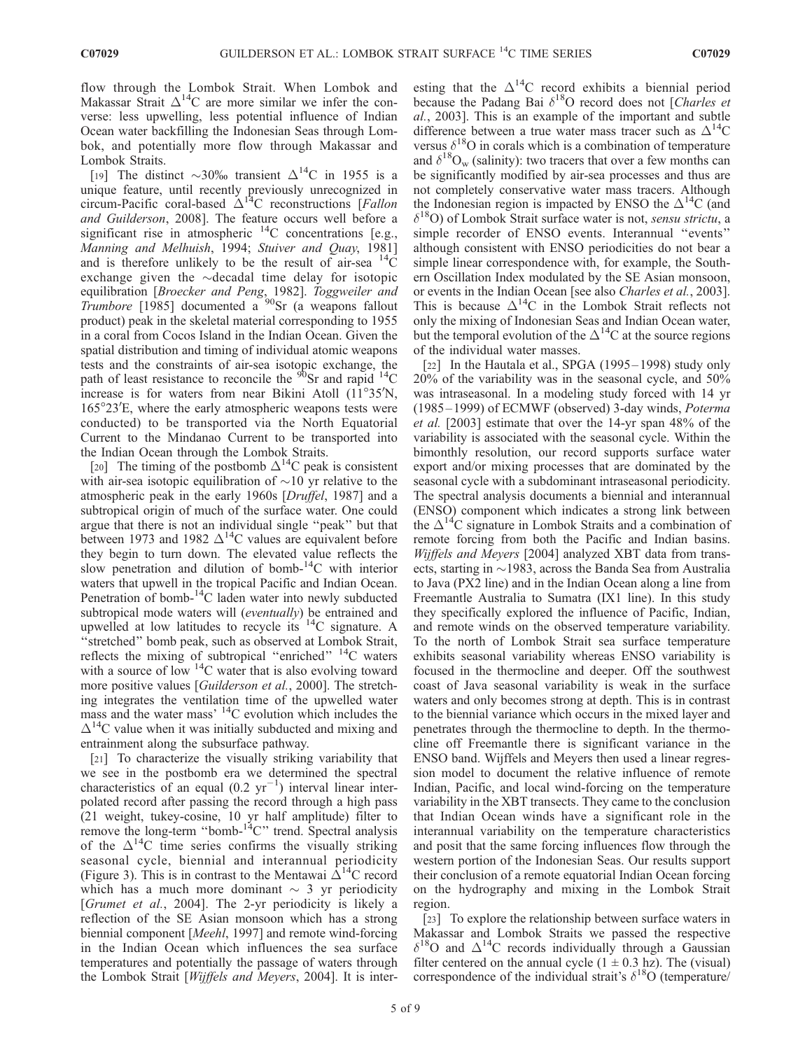flow through the Lombok Strait. When Lombok and Makassar Strait $\Delta^{14}C$ are more similar we infer the converse: less upwelling, less potential influence of Indian Ocean water backfilling the Indonesian Seas through Lombok, and potentially more flow through Makassar and Lombok Straits.

[19] The distinct ~30‰ transient $\Delta^{14}C$ in 1955 is a unique feature, until recently previously unrecognized in circum-Pacific coral-based $\Delta^{14}C$ reconstructions [*Fallon and Guilderson*, 2008]. The feature occurs well before a significant rise in atmospheric $^{14}C$ concentrations [e.g., *Manning and Melhuish*, 1994; *Stuiver and Quay*, 1981] and is therefore unlikely to be the result of air-sea $^{14}C$ exchange given the ~decadal time delay for isotopic equilibration [*Broecker and Peng*, 1982]. *Toggweiler and Trumbore* [1985] documented a $^{90}Sr$ (a weapons fallout product) peak in the skeletal material corresponding to 1955 in a coral from Cocos Island in the Indian Ocean. Given the spatial distribution and timing of individual atomic weapons tests and the constraints of air-sea isotopic exchange, the path of least resistance to reconcile the $^{90}Sr$ and rapid $^{14}C$ increase is for waters from near Bikini Atoll (11°35′N, 165°23′E, where the early atmospheric weapons tests were conducted) to be transported via the North Equatorial Current to the Mindanao Current to be transported into the Indian Ocean through the Lombok Straits.

[20] The timing of the postbomb $\Delta^{14}C$ peak is consistent with air-sea isotopic equilibration of ~10 yr relative to the atmospheric peak in the early 1960s [*Druffel*, 1987] and a subtropical origin of much of the surface water. One could argue that there is not an individual single "peak" but that between 1973 and 1982 $\Delta^{14}C$ values are equivalent before they begin to turn down. The elevated value reflects the slow penetration and dilution of bomb-$^{14}C$ with interior waters that upwell in the tropical Pacific and Indian Ocean. Penetration of bomb-$^{14}C$ laden water into newly subducted subtropical mode waters will (*eventually*) be entrained and upwelled at low latitudes to recycle its $^{14}C$ signature. A "stretched" bomb peak, such as observed at Lombok Strait, reflects the mixing of subtropical "enriched" $^{14}C$ waters with a source of low $^{14}C$ water that is also evolving toward more positive values [*Guilderson et al.*, 2000]. The stretching integrates the ventilation time of the upwelled water mass and the water mass' $^{14}C$ evolution which includes the $\Delta^{14}C$ value when it was initially subducted and mixing and entrainment along the subsurface pathway.

[21] To characterize the visually striking variability that we see in the postbomb era we determined the spectral characteristics of an equal (0.2 $yr^{-1}$) interval linear interpolated record after passing the record through a high pass (21 weight, tukey-cosine, 10 yr half amplitude) filter to remove the long-term "bomb-$^{14}C$" trend. Spectral analysis of the $\Delta^{14}C$ time series confirms the visually striking seasonal cycle, biennial and interannual periodicity (Figure 3). This is in contrast to the Mentawai $\Delta^{14}C$ record which has a much more dominant ~ 3 yr periodicity [*Grumet et al.*, 2004]. The 2-yr periodicity is likely a reflection of the SE Asian monsoon which has a strong biennial component [*Meehl*, 1997] and remote wind-forcing in the Indian Ocean which influences the sea surface temperatures and potentially the passage of waters through the Lombok Strait [*Wijffels and Meyers*, 2004]. It is interesting that the $\Delta^{14}C$ record exhibits a biennial period because the Padang Bai $\delta^{18}O$ record does not [*Charles et al.*, 2003]. This is an example of the important and subtle difference between a true water mass tracer such as $\Delta^{14}C$ versus $\delta^{18}O$ in corals which is a combination of temperature and $\delta^{18}O_w$ (salinity): two tracers that over a few months can be significantly modified by air-sea processes and thus are not completely conservative water mass tracers. Although the Indonesian region is impacted by ENSO the $\Delta^{14}C$ (and $\delta^{18}O$) of Lombok Strait surface water is not, *sensu strictu*, a simple recorder of ENSO events. Interannual "events" although consistent with ENSO periodicities do not bear a simple linear correspondence with, for example, the Southern Oscillation Index modulated by the SE Asian monsoon, or events in the Indian Ocean [see also *Charles et al.*, 2003]. This is because $\Delta^{14}C$ in the Lombok Strait reflects not only the mixing of Indonesian Seas and Indian Ocean water, but the temporal evolution of the $\Delta^{14}C$ at the source regions of the individual water masses.

[22] In the Hautala et al., SPGA (1995–1998) study only 20% of the variability was in the seasonal cycle, and 50% was intraseasonal. In a modeling study forced with 14 yr (1985–1999) of ECMWF (observed) 3-day winds, *Poterma et al.* [2003] estimate that over the 14-yr span 48% of the variability is associated with the seasonal cycle. Within the bimonthly resolution, our record supports surface water export and/or mixing processes that are dominated by the seasonal cycle with a subdominant intraseasonal periodicity. The spectral analysis documents a biennial and interannual (ENSO) component which indicates a strong link between the $\Delta^{14}C$ signature in Lombok Straits and a combination of remote forcing from both the Pacific and Indian basins. *Wijffels and Meyers* [2004] analyzed XBT data from transects, starting in ~1983, across the Banda Sea from Australia to Java (PX2 line) and in the Indian Ocean along a line from Freemantle Australia to Sumatra (IX1 line). In this study they specifically explored the influence of Pacific, Indian, and remote winds on the observed temperature variability. To the north of Lombok Strait sea surface temperature exhibits seasonal variability whereas ENSO variability is focused in the thermocline and deeper. Off the southwest coast of Java seasonal variability is weak in the surface waters and only becomes strong at depth. This is in contrast to the biennial variance which occurs in the mixed layer and penetrates through the thermocline to depth. In the thermocline off Freemantle there is significant variance in the ENSO band. Wijffels and Meyers then used a linear regression model to document the relative influence of remote Indian, Pacific, and local wind-forcing on the temperature variability in the XBT transects. They came to the conclusion that Indian Ocean winds have a significant role in the interannual variability on the temperature characteristics and posit that the same forcing influences flow through the western portion of the Indonesian Seas. Our results support their conclusion of a remote equatorial Indian Ocean forcing on the hydrography and mixing in the Lombok Strait region.

[23] To explore the relationship between surface waters in Makassar and Lombok Straits we passed the respective $\delta^{18}O$ and $\Delta^{14}C$ records individually through a Gaussian filter centered on the annual cycle (1 ± 0.3 hz). The (visual) correspondence of the individual strait's $\delta^{18}O$ (temperature/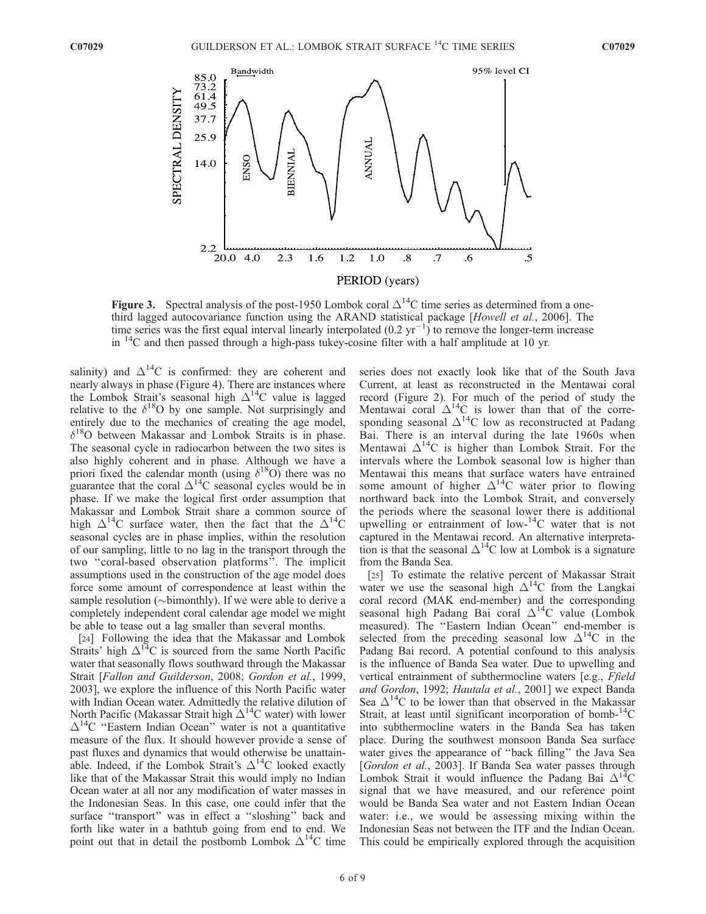**Figure 3.** Spectral analysis of the post-1950 Lombok coral $\Delta^{14}C$ time series as determined from a one-third lagged autocovariance function using the ARAND statistical package [*Howell et al.*, 2006]. The time series was the first equal interval linearly interpolated (0.2 $yr^{-1}$) to remove the longer-term increase in $^{14}C$ and then passed through a high-pass tukey-cosine filter with a half amplitude at 10 yr.

salinity) and $\Delta^{14}C$ is confirmed: they are coherent and nearly always in phase (Figure 4). There are instances where the Lombok Strait's seasonal high $\Delta^{14}C$ value is lagged relative to the $\delta^{18}O$ by one sample. Not surprisingly and entirely due to the mechanics of creating the age model, $\delta^{18}O$ between Makassar and Lombok Straits is in phase. The seasonal cycle in radiocarbon between the two sites is also highly coherent and in phase. Although we have a priori fixed the calendar month (using $\delta^{18}O$) there was no guarantee that the coral $\Delta^{14}C$ seasonal cycles would be in phase. If we make the logical first order assumption that Makassar and Lombok Strait share a common source of high $\Delta^{14}C$ surface water, then the fact that the $\Delta^{14}C$ seasonal cycles are in phase implies, within the resolution of our sampling, little to no lag in the transport through the two "coral-based observation platforms". The implicit assumptions used in the construction of the age model does force some amount of correspondence at least within the sample resolution (~bimonthly). If we were able to derive a completely independent coral calendar age model we might be able to tease out a lag smaller than several months.

[24] Following the idea that the Makassar and Lombok Straits' high $\Delta^{14}C$ is sourced from the same North Pacific water that seasonally flows southward through the Makassar Strait [*Fallon and Guilderson*, 2008; *Gordon et al.*, 1999, 2003], we explore the influence of this North Pacific water with Indian Ocean water. Admittedly the relative dilution of North Pacific (Makassar Strait high $\Delta^{14}C$ water) with lower $\Delta^{14}C$ "Eastern Indian Ocean" water is not a quantitative measure of the flux. It should however provide a sense of past fluxes and dynamics that would otherwise be unattainable. Indeed, if the Lombok Strait's $\Delta^{14}C$ looked exactly like that of the Makassar Strait this would imply no Indian Ocean water at all nor any modification of water masses in the Indonesian Seas. In this case, one could infer that the surface "transport" was in effect a "sloshing" back and forth like water in a bathtub going from end to end. We point out that in detail the postbomb Lombok $\Delta^{14}C$ time series does not exactly look like that of the South Java Current, at least as reconstructed in the Mentawai coral record (Figure 2). For much of the period of study the Mentawai coral $\Delta^{14}C$ is lower than that of the corresponding seasonal $\Delta^{14}C$ low as reconstructed at Padang Bai. There is an interval during the late 1960s when Mentawai $\Delta^{14}C$ is higher than Lombok Strait. For the intervals where the Lombok seasonal low is higher than Mentawai this means that surface waters have entrained some amount of higher $\Delta^{14}C$ water prior to flowing northward back into the Lombok Strait, and conversely the periods where the seasonal lower there is additional upwelling or entrainment of low-$^{14}C$ water that is not captured in the Mentawai record. An alternative interpretation is that the seasonal $\Delta^{14}C$ low at Lombok is a signature from the Banda Sea.

[25] To estimate the relative percent of Makassar Strait water we use the seasonal high $\Delta^{14}C$ from the Langkai coral record (MAK end-member) and the corresponding seasonal high Padang Bai coral $\Delta^{14}C$ value (Lombok measured). The "Eastern Indian Ocean" end-member is selected from the preceding seasonal low $\Delta^{14}C$ in the Padang Bai record. A potential confound to this analysis is the influence of Banda Sea water. Due to upwelling and vertical entrainment of subthermocline waters [e.g., *Ffield and Gordon*, 1992; *Hautala et al.*, 2001] we expect Banda Sea $\Delta^{14}C$ to be lower than that observed in the Makassar Strait, at least until significant incorporation of bomb-$^{14}C$ into subthermocline waters in the Banda Sea has taken place. During the southwest monsoon Banda Sea surface water gives the appearance of "back filling" the Java Sea [*Gordon et al.*, 2003]. If Banda Sea water passes through Lombok Strait it would influence the Padang Bai $\Delta^{14}C$ signal that we have measured, and our reference point would be Banda Sea water and not Eastern Indian Ocean water: i.e., we would be assessing mixing within the Indonesian Seas not between the ITF and the Indian Ocean. This could be empirically explored through the acquisition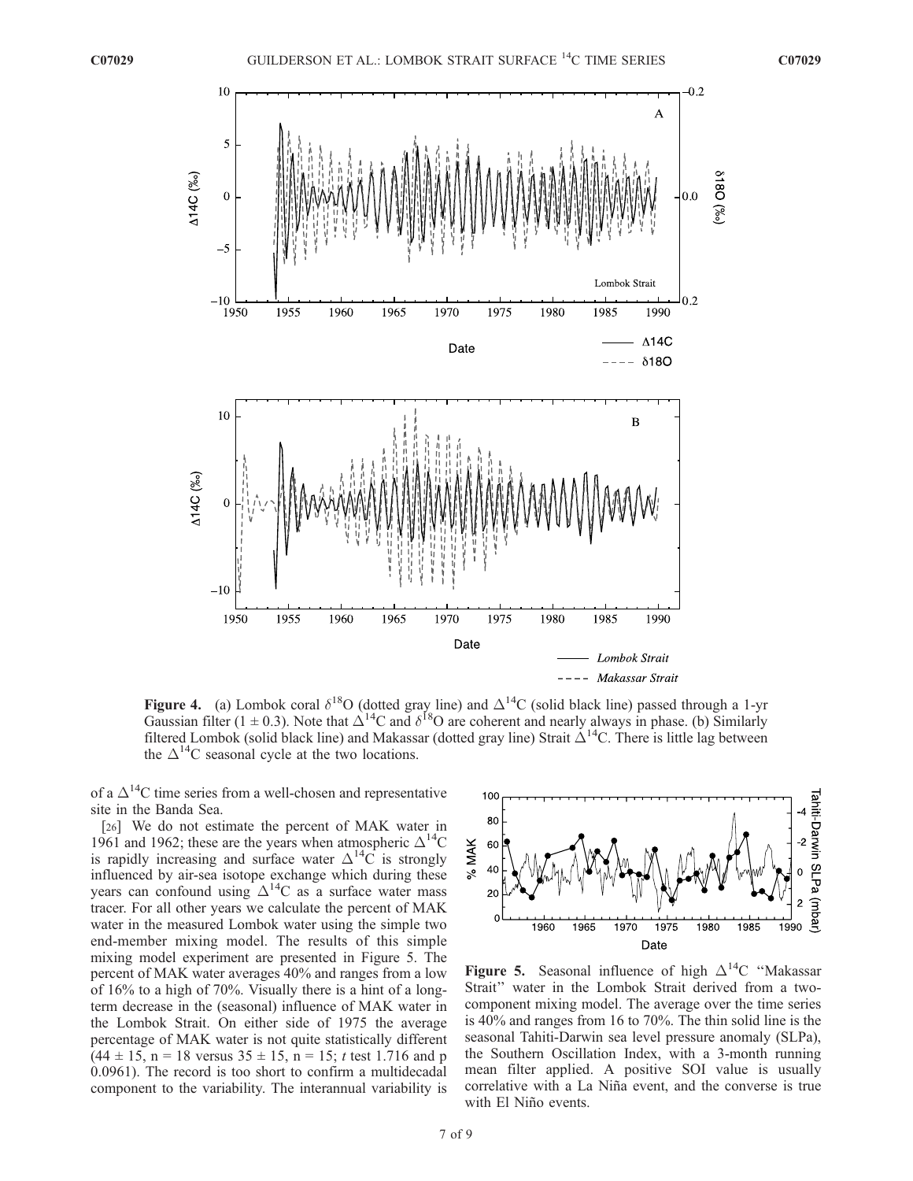**Figure 4.** (a) Lombok coral $\delta^{18}O$ (dotted gray line) and $\Delta^{14}C$ (solid black line) passed through a 1-yr Gaussian filter (1 ± 0.3). Note that $\Delta^{14}C$ and $\delta^{18}O$ are coherent and nearly always in phase. (b) Similarly filtered Lombok (solid black line) and Makassar (dotted gray line) Strait $\Delta^{14}C$. There is little lag between the $\Delta^{14}C$ seasonal cycle at the two locations.

of a $\Delta^{14}C$ time series from a well-chosen and representative site in the Banda Sea.

[26] We do not estimate the percent of MAK water in 1961 and 1962; these are the years when atmospheric $\Delta^{14}C$ is rapidly increasing and surface water $\Delta^{14}C$ is strongly influenced by air-sea isotope exchange which during these years can confound using $\Delta^{14}C$ as a surface water mass tracer. For all other years we calculate the percent of MAK water in the measured Lombok water using the simple two end-member mixing model. The results of this simple mixing model experiment are presented in Figure 5. The percent of MAK water averages 40% and ranges from a low of 16% to a high of 70%. Visually there is a hint of a long-term decrease in the (seasonal) influence of MAK water in the Lombok Strait. On either side of 1975 the average percentage of MAK water is not quite statistically different (44 ± 15, n = 18 versus 35 ± 15, n = 15; *t* test 1.716 and p 0.0961). The record is too short to confirm a multidecadal component to the variability. The interannual variability is

**Figure 5.** Seasonal influence of high $\Delta^{14}C$ "Makassar Strait" water in the Lombok Strait derived from a two-component mixing model. The average over the time series is 40% and ranges from 16 to 70%. The thin solid line is the seasonal Tahiti-Darwin sea level pressure anomaly (SLPa), the Southern Oscillation Index, with a 3-month running mean filter applied. A positive SOI value is usually correlative with a La Niña event, and the converse is true with El Niño events.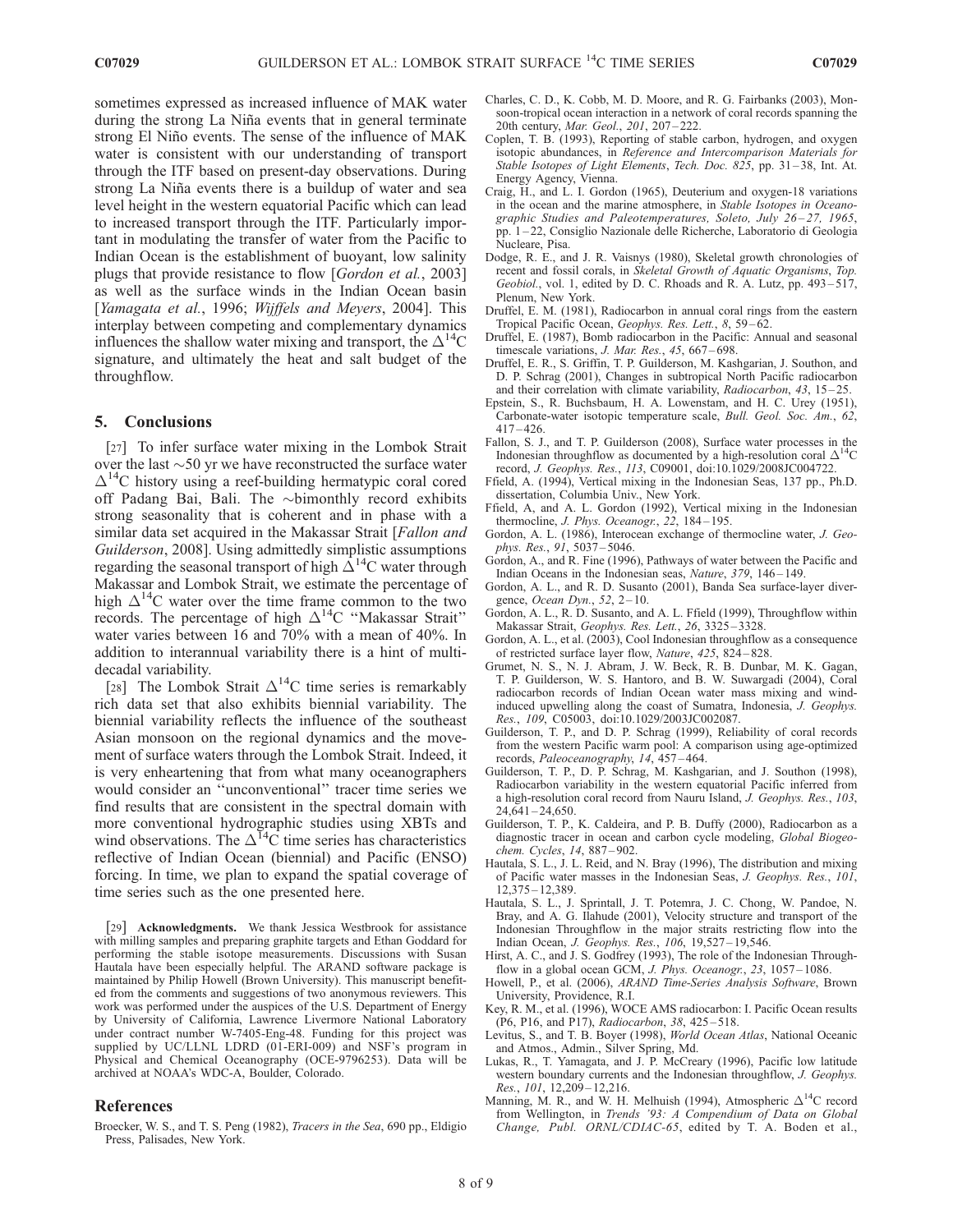sometimes expressed as increased influence of MAK water during the strong La Niña events that in general terminate strong El Niño events. The sense of the influence of MAK water is consistent with our understanding of transport through the ITF based on present-day observations. During strong La Niña events there is a buildup of water and sea level height in the western equatorial Pacific which can lead to increased transport through the ITF. Particularly important in modulating the transfer of water from the Pacific to Indian Ocean is the establishment of buoyant, low salinity plugs that provide resistance to flow [*Gordon et al.*, 2003] as well as the surface winds in the Indian Ocean basin [*Yamagata et al.*, 1996; *Wijffels and Meyers*, 2004]. This interplay between competing and complementary dynamics influences the shallow water mixing and transport, the $\Delta^{14}$C signature, and ultimately the heat and salt budget of the throughflow.

## 5. Conclusions

[27] To infer surface water mixing in the Lombok Strait over the last ~50 yr we have reconstructed the surface water $\Delta^{14}$C history using a reef-building hermatypic coral cored off Padang Bai, Bali. The ~bimonthly record exhibits strong seasonality that is coherent and in phase with a similar data set acquired in the Makassar Strait [*Fallon and Guilderson*, 2008]. Using admittedly simplistic assumptions regarding the seasonal transport of high $\Delta^{14}$C water through Makassar and Lombok Strait, we estimate the percentage of high $\Delta^{14}$C water over the time frame common to the two records. The percentage of high $\Delta^{14}$C "Makassar Strait" water varies between 16 and 70% with a mean of 40%. In addition to interannual variability there is a hint of multidecadal variability.

[28] The Lombok Strait $\Delta^{14}$C time series is remarkably rich data set that also exhibits biennial variability. The biennial variability reflects the influence of the southeast Asian monsoon on the regional dynamics and the movement of surface waters through the Lombok Strait. Indeed, it is very enheartening that from what many oceanographers would consider an "unconventional" tracer time series we find results that are consistent in the spectral domain with more conventional hydrographic studies using XBTs and wind observations. The $\Delta^{14}$C time series has characteristics reflective of Indian Ocean (biennial) and Pacific (ENSO) forcing. In time, we plan to expand the spatial coverage of time series such as the one presented here.

[29] **Acknowledgments.** We thank Jessica Westbrook for assistance with milling samples and preparing graphite targets and Ethan Goddard for performing the stable isotope measurements. Discussions with Susan Hautala have been especially helpful. The ARAND software package is maintained by Philip Howell (Brown University). This manuscript benefited from the comments and suggestions of two anonymous reviewers. This work was performed under the auspices of the U.S. Department of Energy by University of California, Lawrence Livermore National Laboratory under contract number W-7405-Eng-48. Funding for this project was supplied by UC/LLNL LDRD (01-ERI-009) and NSF's program in Physical and Chemical Oceanography (OCE-9796253). Data will be archived at NOAA's WDC-A, Boulder, Colorado.

## References

Broecker, W. S., and T. S. Peng (1982), *Tracers in the Sea*, 690 pp., Eldigio Press, Palisades, New York.

Charles, C. D., K. Cobb, M. D. Moore, and R. G. Fairbanks (2003), Monsoon-tropical ocean interaction in a network of coral records spanning the 20th century, *Mar. Geol.*, *201*, 207–222.

Coplen, T. B. (1993), Reporting of stable carbon, hydrogen, and oxygen isotopic abundances, in *Reference and Intercomparison Materials for Stable Isotopes of Light Elements*, *Tech. Doc. 825*, pp. 31–38, Int. At. Energy Agency, Vienna.

Craig, H., and L. I. Gordon (1965), Deuterium and oxygen-18 variations in the ocean and the marine atmosphere, in *Stable Isotopes in Oceanographic Studies and Paleotemperatures, Soleto, July 26–27, 1965*, pp. 1–22, Consiglio Nazionale delle Richerche, Laboratorio di Geologia Nucleare, Pisa.

Dodge, R. E., and J. R. Vaisnys (1980), Skeletal growth chronologies of recent and fossil corals, in *Skeletal Growth of Aquatic Organisms*, *Top. Geobiol.*, vol. 1, edited by D. C. Rhoads and R. A. Lutz, pp. 493–517, Plenum, New York.

Druffel, E. M. (1981), Radiocarbon in annual coral rings from the eastern Tropical Pacific Ocean, *Geophys. Res. Lett.*, *8*, 59–62.

Druffel, E. (1987), Bomb radiocarbon in the Pacific: Annual and seasonal timescale variations, *J. Mar. Res.*, *45*, 667–698.

Druffel, E. R., S. Griffin, T. P. Guilderson, M. Kashgarian, J. Southon, and D. P. Schrag (2001), Changes in subtropical North Pacific radiocarbon and their correlation with climate variability, *Radiocarbon*, *43*, 15–25.

Epstein, S., R. Buchsbaum, H. A. Lowenstam, and H. C. Urey (1951), Carbonate-water isotopic temperature scale, *Bull. Geol. Soc. Am.*, *62*, 417–426.

Fallon, S. J., and T. P. Guilderson (2008), Surface water processes in the Indonesian throughflow as documented by a high-resolution coral $\Delta^{14}$C record, *J. Geophys. Res.*, *113*, C09001, doi:10.1029/2008JC004722.

Ffield, A. (1994), Vertical mixing in the Indonesian Seas, 137 pp., Ph.D. dissertation, Columbia Univ., New York.

Ffield, A, and A. L. Gordon (1992), Vertical mixing in the Indonesian thermocline, *J. Phys. Oceanogr.*, *22*, 184–195.

Gordon, A. L. (1986), Interocean exchange of thermocline water, *J. Geophys. Res.*, *91*, 5037–5046.

Gordon, A., and R. Fine (1996), Pathways of water between the Pacific and Indian Oceans in the Indonesian seas, *Nature*, *379*, 146–149.

Gordon, A. L., and R. D. Susanto (2001), Banda Sea surface-layer divergence, *Ocean Dyn.*, *52*, 2–10.

Gordon, A. L., R. D. Susanto, and A. L. Ffield (1999), Throughflow within Makassar Strait, *Geophys. Res. Lett.*, *26*, 3325–3328.

Gordon, A. L., et al. (2003), Cool Indonesian throughflow as a consequence of restricted surface layer flow, *Nature*, *425*, 824–828.

Grumet, N. S., N. J. Abram, J. W. Beck, R. B. Dunbar, M. K. Gagan, T. P. Guilderson, W. S. Hantoro, and B. W. Suwargadi (2004), Coral radiocarbon records of Indian Ocean water mass mixing and wind-induced upwelling along the coast of Sumatra, Indonesia, *J. Geophys. Res.*, *109*, C05003, doi:10.1029/2003JC002087.

Guilderson, T. P., and D. P. Schrag (1999), Reliability of coral records from the western Pacific warm pool: A comparison using age-optimized records, *Paleoceanography*, *14*, 457–464.

Guilderson, T. P., D. P. Schrag, M. Kashgarian, and J. Southon (1998), Radiocarbon variability in the western equatorial Pacific inferred from a high-resolution coral record from Nauru Island, *J. Geophys. Res.*, *103*, 24,641–24,650.

Guilderson, T. P., K. Caldeira, and P. B. Duffy (2000), Radiocarbon as a diagnostic tracer in ocean and carbon cycle modeling, *Global Biogeochem. Cycles*, *14*, 887–902.

Hautala, S. L., J. L. Reid, and N. Bray (1996), The distribution and mixing of Pacific water masses in the Indonesian Seas, *J. Geophys. Res.*, *101*, 12,375–12,389.

Hautala, S. L., J. Sprintall, J. T. Potemra, J. C. Chong, W. Pandoe, N. Bray, and A. G. Ilahude (2001), Velocity structure and transport of the Indonesian Throughflow in the major straits restricting flow into the Indian Ocean, *J. Geophys. Res.*, *106*, 19,527–19,546.

Hirst, A. C., and J. S. Godfrey (1993), The role of the Indonesian Throughflow in a global ocean GCM, *J. Phys. Oceanogr.*, *23*, 1057–1086.

Howell, P., et al. (2006), *ARAND Time-Series Analysis Software*, Brown University, Providence, R.I.

Key, R. M., et al. (1996), WOCE AMS radiocarbon: I. Pacific Ocean results (P6, P16, and P17), *Radiocarbon*, *38*, 425–518.

Levitus, S., and T. B. Boyer (1998), *World Ocean Atlas*, National Oceanic and Atmos., Admin., Silver Spring, Md.

Lukas, R., T. Yamagata, and J. P. McCreary (1996), Pacific low latitude western boundary currents and the Indonesian throughflow, *J. Geophys. Res.*, *101*, 12,209–12,216.

Manning, M. R., and W. H. Melhuish (1994), Atmospheric $\Delta^{14}$C record from Wellington, in *Trends '93: A Compendium of Data on Global Change, Publ. ORNL/CDIAC-65*, edited by T. A. Boden et al.,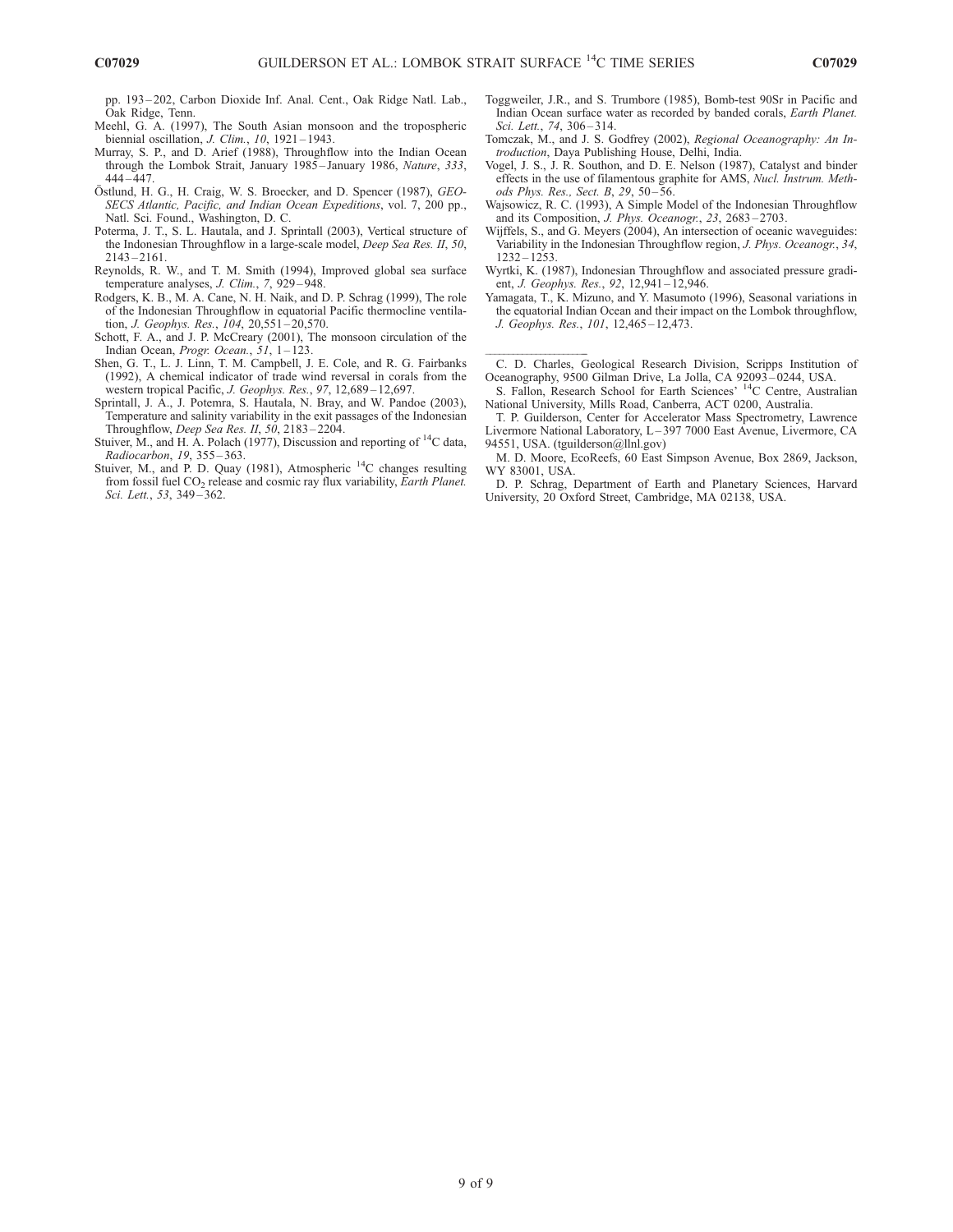pp. 193–202, Carbon Dioxide Inf. Anal. Cent., Oak Ridge Natl. Lab., Oak Ridge, Tenn.

Meehl, G. A. (1997), The South Asian monsoon and the tropospheric biennial oscillation, *J. Clim.*, *10*, 1921–1943.

Murray, S. P., and D. Arief (1988), Throughflow into the Indian Ocean through the Lombok Strait, January 1985–January 1986, *Nature*, *333*, 444–447.

Östlund, H. G., H. Craig, W. S. Broecker, and D. Spencer (1987), *GEOSECS Atlantic, Pacific, and Indian Ocean Expeditions*, vol. 7, 200 pp., Natl. Sci. Found., Washington, D. C.

Poterma, J. T., S. L. Hautala, and J. Sprintall (2003), Vertical structure of the Indonesian Throughflow in a large-scale model, *Deep Sea Res. II*, *50*, 2143–2161.

Reynolds, R. W., and T. M. Smith (1994), Improved global sea surface temperature analyses, *J. Clim.*, *7*, 929–948.

Rodgers, K. B., M. A. Cane, N. H. Naik, and D. P. Schrag (1999), The role of the Indonesian Throughflow in equatorial Pacific thermocline ventilation, *J. Geophys. Res.*, *104*, 20,551–20,570.

Schott, F. A., and J. P. McCreary (2001), The monsoon circulation of the Indian Ocean, *Progr. Ocean.*, *51*, 1–123.

Shen, G. T., L. J. Linn, T. M. Campbell, J. E. Cole, and R. G. Fairbanks (1992), A chemical indicator of trade wind reversal in corals from the western tropical Pacific, *J. Geophys. Res.*, *97*, 12,689–12,697.

Sprintall, J. A., J. Potemra, S. Hautala, N. Bray, and W. Pandoe (2003), Temperature and salinity variability in the exit passages of the Indonesian Throughflow, *Deep Sea Res. II*, *50*, 2183–2204.

Stuiver, M., and H. A. Polach (1977), Discussion and reporting of $^{14}$C data, *Radiocarbon*, *19*, 355–363.

Stuiver, M., and P. D. Quay (1981), Atmospheric $^{14}$C changes resulting from fossil fuel $CO_2$ release and cosmic ray flux variability, *Earth Planet. Sci. Lett.*, *53*, 349–362.

Toggweiler, J.R., and S. Trumbore (1985), Bomb-test 90Sr in Pacific and Indian Ocean surface water as recorded by banded corals, *Earth Planet. Sci. Lett.*, *74*, 306–314.

Tomczak, M., and J. S. Godfrey (2002), *Regional Oceanography: An Introduction*, Daya Publishing House, Delhi, India.

Vogel, J. S., J. R. Southon, and D. E. Nelson (1987), Catalyst and binder effects in the use of filamentous graphite for AMS, *Nucl. Instrum. Methods Phys. Res., Sect. B*, *29*, 50–56.

Wajsowicz, R. C. (1993), A Simple Model of the Indonesian Throughflow and its Composition, *J. Phys. Oceanogr.*, *23*, 2683–2703.

Wijffels, S., and G. Meyers (2004), An intersection of oceanic waveguides: Variability in the Indonesian Throughflow region, *J. Phys. Oceanogr.*, *34*, 1232–1253.

Wyrtki, K. (1987), Indonesian Throughflow and associated pressure gradient, *J. Geophys. Res.*, *92*, 12,941–12,946.

Yamagata, T., K. Mizuno, and Y. Masumoto (1996), Seasonal variations in the equatorial Indian Ocean and their impact on the Lombok throughflow, *J. Geophys. Res.*, *101*, 12,465–12,473.

---

C. D. Charles, Geological Research Division, Scripps Institution of Oceanography, 9500 Gilman Drive, La Jolla, CA 92093–0244, USA.

S. Fallon, Research School for Earth Sciences' $^{14}$C Centre, Australian National University, Mills Road, Canberra, ACT 0200, Australia.

T. P. Guilderson, Center for Accelerator Mass Spectrometry, Lawrence Livermore National Laboratory, L–397 7000 East Avenue, Livermore, CA 94551, USA. (tguilderson@llnl.gov)

M. D. Moore, EcoReefs, 60 East Simpson Avenue, Box 2869, Jackson, WY 83001, USA.

D. P. Schrag, Department of Earth and Planetary Sciences, Harvard University, 20 Oxford Street, Cambridge, MA 02138, USA.